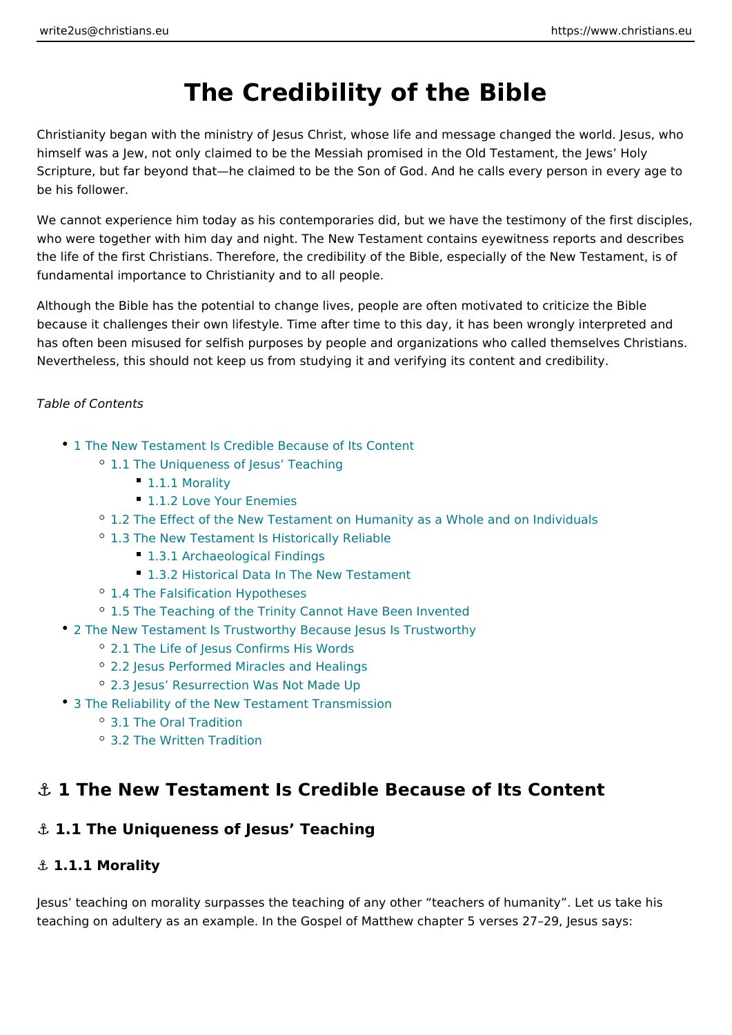# The Credibility of the Bible

Christianity began with the ministry of Jesus Christ, whose life and message changed the world. Jesus, who himself was a Jew, not only claimed to be the Messiah promised in the Old Testament, the Jews' Holy Scripture, but far beyond that—he claimed to be the Son of God. And he calls every person in every age to be his follower.

We cannot experience him today as his contemporaries did, but we have the testimony of the first disciples, who were together with him day and night. The New Testament contains eyewitness reports and describes the life of the first Christians. Therefore, the credibility of the Bible, especially of the New Testament, is of fundamental importance to Christianity and to all people.

Although the Bible has the potential to change lives, people are often motivated to criticize the Bible because it challenges their own lifestyle. Time after time to this day, it has been wrongly interpreted and has often been misused for selfish purposes by people and organizations who called themselves Christians. Nevertheless, this should not keep us from studying it and verifying its content and credibility.

*Table of Contents*

- 1 The New Testament Is Credible Because of Its Content
  - 1.1 The Uniqueness of Jesus' Teaching
    - 1.1.1 Morality
    - 1.1.2 Love Your Enemies
  - 1.2 The Effect of the New Testament on Humanity as a Whole and on Individuals
  - 1.3 The New Testament Is Historically Reliable
    - 1.3.1 Archaeological Findings
    - 1.3.2 Historical Data In The New Testament
  - 1.4 The Falsification Hypotheses
  - 1.5 The Teaching of the Trinity Cannot Have Been Invented
- 2 The New Testament Is Trustworthy Because Jesus Is Trustworthy
  - 2.1 The Life of Jesus Confirms His Words
  - 2.2 Jesus Performed Miracles and Healings
  - 2.3 Jesus' Resurrection Was Not Made Up
- 3 The Reliability of the New Testament Transmission
  - 3.1 The Oral Tradition
  - 3.2 The Written Tradition

## ⚓ 1 The New Testament Is Credible Because of Its Content

### ⚓ 1.1 The Uniqueness of Jesus' Teaching

#### ⚓ 1.1.1 Morality

Jesus' teaching on morality surpasses the teaching of any other "teachers of humanity". Let us take his teaching on adultery as an example. In the Gospel of Matthew chapter 5 verses 27–29, Jesus says: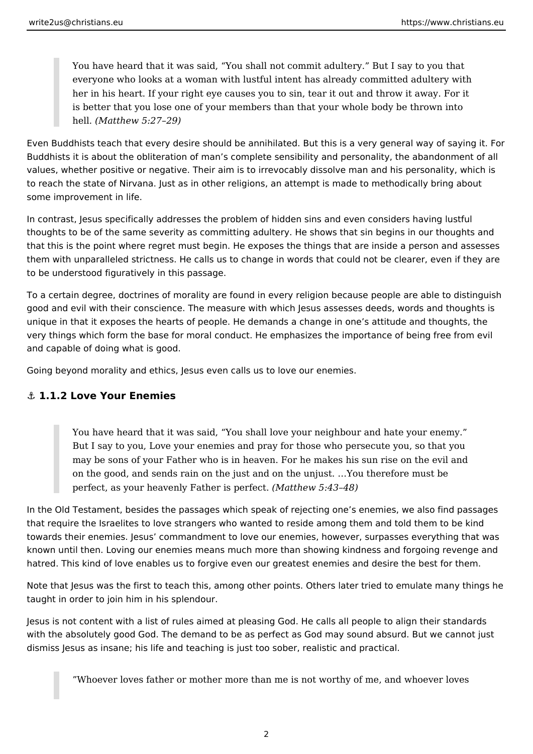> You have heard that it was said, “You shall not commit adultery.” But I say to you that everyone who looks at a woman with lustful intent has already committed adultery with her in his heart. If your right eye causes you to sin, tear it out and throw it away. For it is better that you lose one of your members than that your whole body be thrown into hell. *(Matthew 5:27–29)*

Even Buddhists teach that every desire should be annihilated. But this is a very general way of saying it. For Buddhists it is about the obliteration of man’s complete sensibility and personality, the abandonment of all values, whether positive or negative. Their aim is to irrevocably dissolve man and his personality, which is to reach the state of Nirvana. Just as in other religions, an attempt is made to methodically bring about some improvement in life.

In contrast, Jesus specifically addresses the problem of hidden sins and even considers having lustful thoughts to be of the same severity as committing adultery. He shows that sin begins in our thoughts and that this is the point where regret must begin. He exposes the things that are inside a person and assesses them with unparalleled strictness. He calls us to change in words that could not be clearer, even if they are to be understood figuratively in this passage.

To a certain degree, doctrines of morality are found in every religion because people are able to distinguish good and evil with their conscience. The measure with which Jesus assesses deeds, words and thoughts is unique in that it exposes the hearts of people. He demands a change in one’s attitude and thoughts, the very things which form the base for moral conduct. He emphasizes the importance of being free from evil and capable of doing what is good.

Going beyond morality and ethics, Jesus even calls us to love our enemies.

### ⚓ 1.1.2 Love Your Enemies

> You have heard that it was said, “You shall love your neighbour and hate your enemy.” But I say to you, Love your enemies and pray for those who persecute you, so that you may be sons of your Father who is in heaven. For he makes his sun rise on the evil and on the good, and sends rain on the just and on the unjust. …You therefore must be perfect, as your heavenly Father is perfect. *(Matthew 5:43–48)*

In the Old Testament, besides the passages which speak of rejecting one’s enemies, we also find passages that require the Israelites to love strangers who wanted to reside among them and told them to be kind towards their enemies. Jesus’ commandment to love our enemies, however, surpasses everything that was known until then. Loving our enemies means much more than showing kindness and forgoing revenge and hatred. This kind of love enables us to forgive even our greatest enemies and desire the best for them.

Note that Jesus was the first to teach this, among other points. Others later tried to emulate many things he taught in order to join him in his splendour.

Jesus is not content with a list of rules aimed at pleasing God. He calls all people to align their standards with the absolutely good God. The demand to be as perfect as God may sound absurd. But we cannot just dismiss Jesus as insane; his life and teaching is just too sober, realistic and practical.

> ”Whoever loves father or mother more than me is not worthy of me, and whoever loves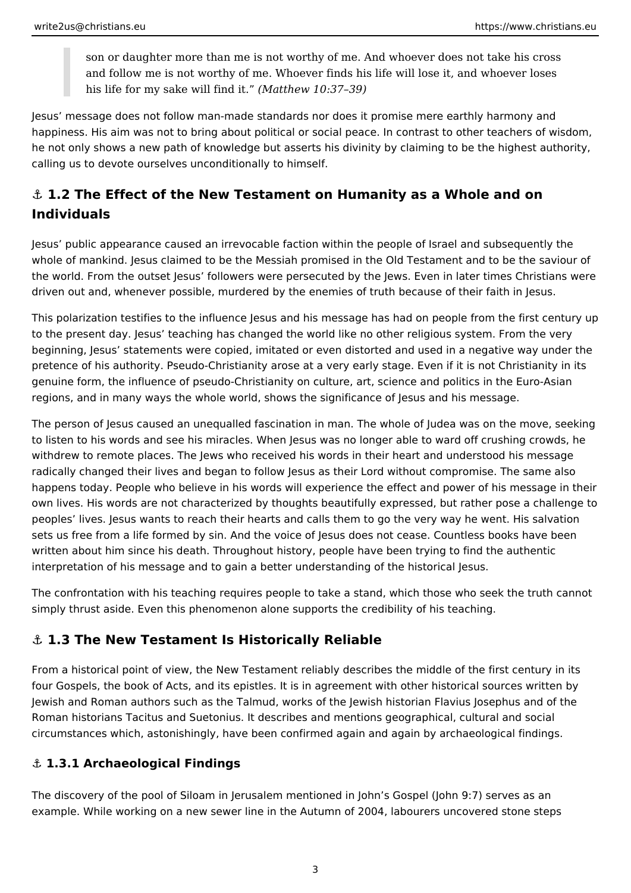> son or daughter more than me is not worthy of me. And whoever does not take his cross and follow me is not worthy of me. Whoever finds his life will lose it, and whoever loses his life for my sake will find it." *(Matthew 10:37–39)*

Jesus' message does not follow man-made standards nor does it promise mere earthly harmony and happiness. His aim was not to bring about political or social peace. In contrast to other teachers of wisdom, he not only shows a new path of knowledge but asserts his divinity by claiming to be the highest authority, calling us to devote ourselves unconditionally to himself.

## ⚓ 1.2 The Effect of the New Testament on Humanity as a Whole and on Individuals

Jesus' public appearance caused an irrevocable faction within the people of Israel and subsequently the whole of mankind. Jesus claimed to be the Messiah promised in the Old Testament and to be the saviour of the world. From the outset Jesus' followers were persecuted by the Jews. Even in later times Christians were driven out and, whenever possible, murdered by the enemies of truth because of their faith in Jesus.

This polarization testifies to the influence Jesus and his message has had on people from the first century up to the present day. Jesus' teaching has changed the world like no other religious system. From the very beginning, Jesus' statements were copied, imitated or even distorted and used in a negative way under the pretence of his authority. Pseudo-Christianity arose at a very early stage. Even if it is not Christianity in its genuine form, the influence of pseudo-Christianity on culture, art, science and politics in the Euro-Asian regions, and in many ways the whole world, shows the significance of Jesus and his message.

The person of Jesus caused an unequalled fascination in man. The whole of Judea was on the move, seeking to listen to his words and see his miracles. When Jesus was no longer able to ward off crushing crowds, he withdrew to remote places. The Jews who received his words in their heart and understood his message radically changed their lives and began to follow Jesus as their Lord without compromise. The same also happens today. People who believe in his words will experience the effect and power of his message in their own lives. His words are not characterized by thoughts beautifully expressed, but rather pose a challenge to peoples' lives. Jesus wants to reach their hearts and calls them to go the very way he went. His salvation sets us free from a life formed by sin. And the voice of Jesus does not cease. Countless books have been written about him since his death. Throughout history, people have been trying to find the authentic interpretation of his message and to gain a better understanding of the historical Jesus.

The confrontation with his teaching requires people to take a stand, which those who seek the truth cannot simply thrust aside. Even this phenomenon alone supports the credibility of his teaching.

## ⚓ 1.3 The New Testament Is Historically Reliable

From a historical point of view, the New Testament reliably describes the middle of the first century in its four Gospels, the book of Acts, and its epistles. It is in agreement with other historical sources written by Jewish and Roman authors such as the Talmud, works of the Jewish historian Flavius Josephus and of the Roman historians Tacitus and Suetonius. It describes and mentions geographical, cultural and social circumstances which, astonishingly, have been confirmed again and again by archaeological findings.

### ⚓ 1.3.1 Archaeological Findings

The discovery of the pool of Siloam in Jerusalem mentioned in John's Gospel (John 9:7) serves as an example. While working on a new sewer line in the Autumn of 2004, labourers uncovered stone steps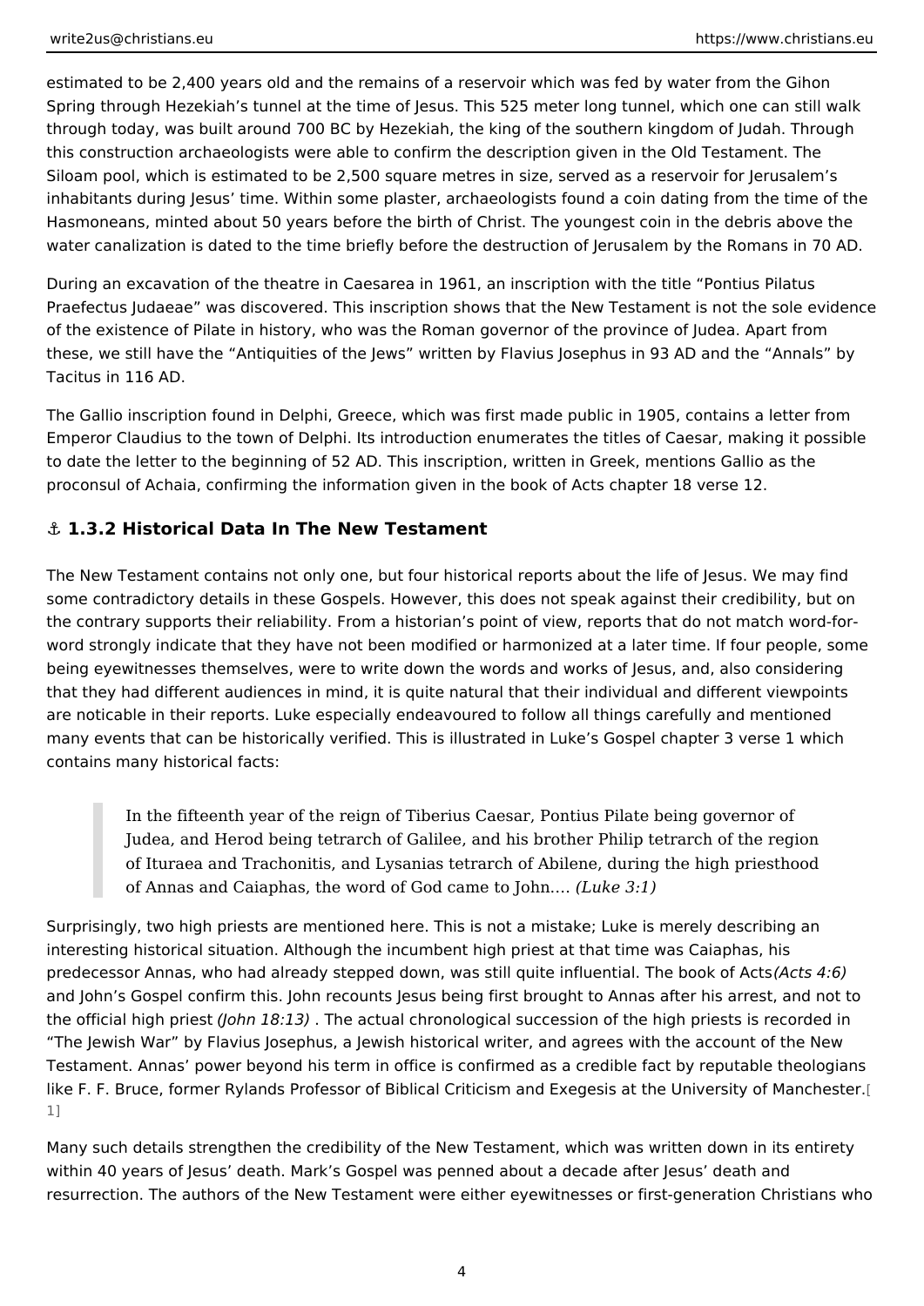estimated to be 2,400 years old and the remains of a reservoir which was fed by water from the Gihon Spring through Hezekiah's tunnel at the time of Jesus. This 525 meter long tunnel, which one can still walk through today, was built around 700 BC by Hezekiah, the king of the southern kingdom of Judah. Through this construction archaeologists were able to confirm the description given in the Old Testament. The Siloam pool, which is estimated to be 2,500 square metres in size, served as a reservoir for Jerusalem's inhabitants during Jesus' time. Within some plaster, archaeologists found a coin dating from the time of the Hasmoneans, minted about 50 years before the birth of Christ. The youngest coin in the debris above the water canalization is dated to the time briefly before the destruction of Jerusalem by the Romans in 70 AD.

During an excavation of the theatre in Caesarea in 1961, an inscription with the title "Pontius Pilatus Praefectus Judaeae" was discovered. This inscription shows that the New Testament is not the sole evidence of the existence of Pilate in history, who was the Roman governor of the province of Judea. Apart from these, we still have the "Antiquities of the Jews" written by Flavius Josephus in 93 AD and the "Annals" by Tacitus in 116 AD.

The Gallio inscription found in Delphi, Greece, which was first made public in 1905, contains a letter from Emperor Claudius to the town of Delphi. Its introduction enumerates the titles of Caesar, making it possible to date the letter to the beginning of 52 AD. This inscription, written in Greek, mentions Gallio as the proconsul of Achaia, confirming the information given in the book of Acts chapter 18 verse 12.

### ⚓ 1.3.2 Historical Data In The New Testament

The New Testament contains not only one, but four historical reports about the life of Jesus. We may find some contradictory details in these Gospels. However, this does not speak against their credibility, but on the contrary supports their reliability. From a historian's point of view, reports that do not match word-for-word strongly indicate that they have not been modified or harmonized at a later time. If four people, some being eyewitnesses themselves, were to write down the words and works of Jesus, and, also considering that they had different audiences in mind, it is quite natural that their individual and different viewpoints are noticable in their reports. Luke especially endeavoured to follow all things carefully and mentioned many events that can be historically verified. This is illustrated in Luke's Gospel chapter 3 verse 1 which contains many historical facts:

> In the fifteenth year of the reign of Tiberius Caesar, Pontius Pilate being governor of Judea, and Herod being tetrarch of Galilee, and his brother Philip tetrarch of the region of Ituraea and Trachonitis, and Lysanias tetrarch of Abilene, during the high priesthood of Annas and Caiaphas, the word of God came to John.... *(Luke 3:1)*

Surprisingly, two high priests are mentioned here. This is not a mistake; Luke is merely describing an interesting historical situation. Although the incumbent high priest at that time was Caiaphas, his predecessor Annas, who had already stepped down, was still quite influential. The book of Acts *(Acts 4:6)* and John's Gospel confirm this. John recounts Jesus being first brought to Annas after his arrest, and not to the official high priest *(John 18:13)* . The actual chronological succession of the high priests is recorded in "The Jewish War" by Flavius Josephus, a Jewish historical writer, and agrees with the account of the New Testament. Annas' power beyond his term in office is confirmed as a credible fact by reputable theologians like F. F. Bruce, former Rylands Professor of Biblical Criticism and Exegesis at the University of Manchester.[1]

Many such details strengthen the credibility of the New Testament, which was written down in its entirety within 40 years of Jesus' death. Mark's Gospel was penned about a decade after Jesus' death and resurrection. The authors of the New Testament were either eyewitnesses or first-generation Christians who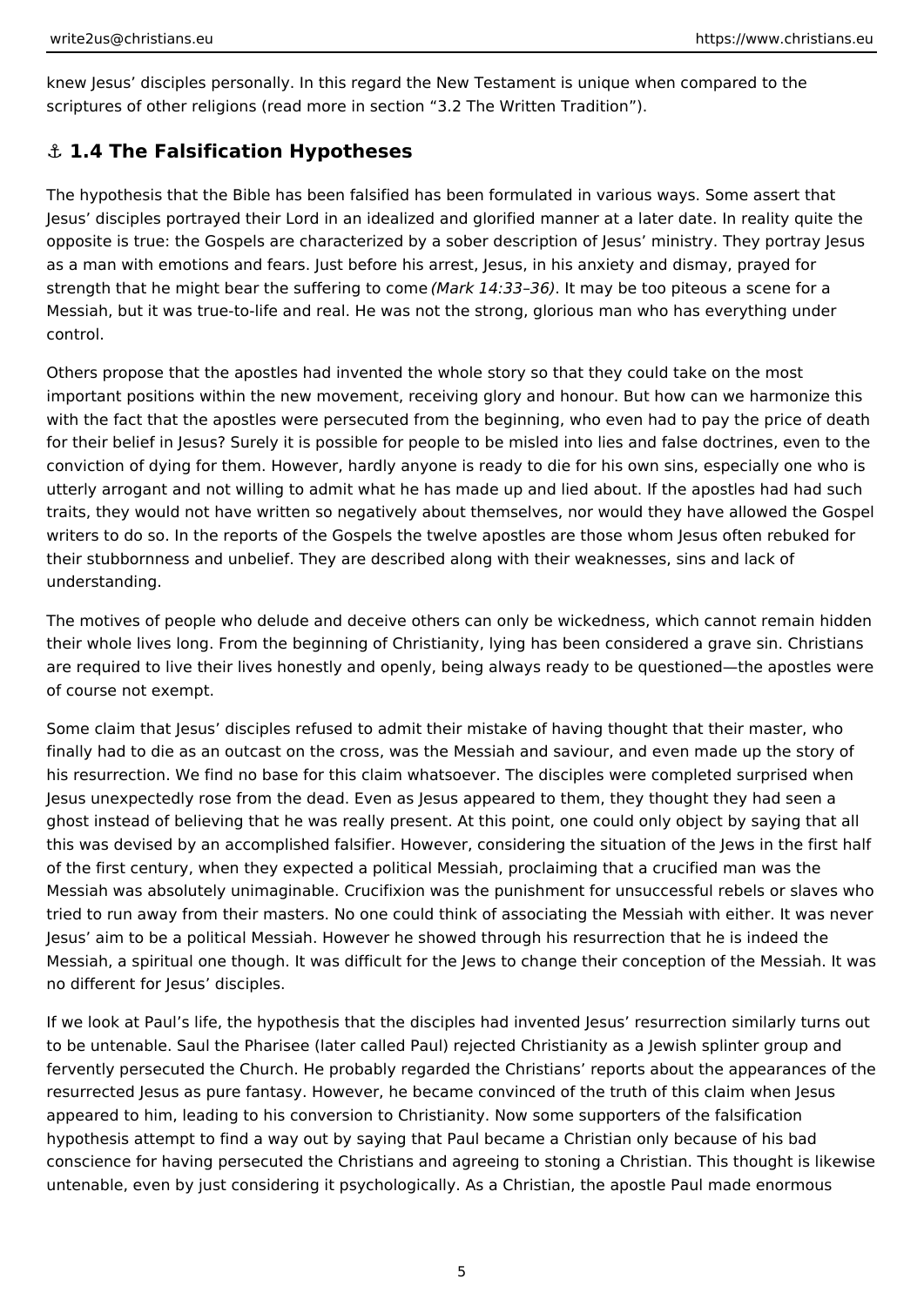knew Jesus' disciples personally. In this regard the New Testament is unique when compared to the scriptures of other religions (read more in section "3.2 The Written Tradition").

## ⚓ 1.4 The Falsification Hypotheses

The hypothesis that the Bible has been falsified has been formulated in various ways. Some assert that Jesus' disciples portrayed their Lord in an idealized and glorified manner at a later date. In reality quite the opposite is true: the Gospels are characterized by a sober description of Jesus' ministry. They portray Jesus as a man with emotions and fears. Just before his arrest, Jesus, in his anxiety and dismay, prayed for strength that he might bear the suffering to come *(Mark 14:33–36)*. It may be too piteous a scene for a Messiah, but it was true-to-life and real. He was not the strong, glorious man who has everything under control.

Others propose that the apostles had invented the whole story so that they could take on the most important positions within the new movement, receiving glory and honour. But how can we harmonize this with the fact that the apostles were persecuted from the beginning, who even had to pay the price of death for their belief in Jesus? Surely it is possible for people to be misled into lies and false doctrines, even to the conviction of dying for them. However, hardly anyone is ready to die for his own sins, especially one who is utterly arrogant and not willing to admit what he has made up and lied about. If the apostles had had such traits, they would not have written so negatively about themselves, nor would they have allowed the Gospel writers to do so. In the reports of the Gospels the twelve apostles are those whom Jesus often rebuked for their stubbornness and unbelief. They are described along with their weaknesses, sins and lack of understanding.

The motives of people who delude and deceive others can only be wickedness, which cannot remain hidden their whole lives long. From the beginning of Christianity, lying has been considered a grave sin. Christians are required to live their lives honestly and openly, being always ready to be questioned—the apostles were of course not exempt.

Some claim that Jesus' disciples refused to admit their mistake of having thought that their master, who finally had to die as an outcast on the cross, was the Messiah and saviour, and even made up the story of his resurrection. We find no base for this claim whatsoever. The disciples were completed surprised when Jesus unexpectedly rose from the dead. Even as Jesus appeared to them, they thought they had seen a ghost instead of believing that he was really present. At this point, one could only object by saying that all this was devised by an accomplished falsifier. However, considering the situation of the Jews in the first half of the first century, when they expected a political Messiah, proclaiming that a crucified man was the Messiah was absolutely unimaginable. Crucifixion was the punishment for unsuccessful rebels or slaves who tried to run away from their masters. No one could think of associating the Messiah with either. It was never Jesus' aim to be a political Messiah. However he showed through his resurrection that he is indeed the Messiah, a spiritual one though. It was difficult for the Jews to change their conception of the Messiah. It was no different for Jesus' disciples.

If we look at Paul's life, the hypothesis that the disciples had invented Jesus' resurrection similarly turns out to be untenable. Saul the Pharisee (later called Paul) rejected Christianity as a Jewish splinter group and fervently persecuted the Church. He probably regarded the Christians' reports about the appearances of the resurrected Jesus as pure fantasy. However, he became convinced of the truth of this claim when Jesus appeared to him, leading to his conversion to Christianity. Now some supporters of the falsification hypothesis attempt to find a way out by saying that Paul became a Christian only because of his bad conscience for having persecuted the Christians and agreeing to stoning a Christian. This thought is likewise untenable, even by just considering it psychologically. As a Christian, the apostle Paul made enormous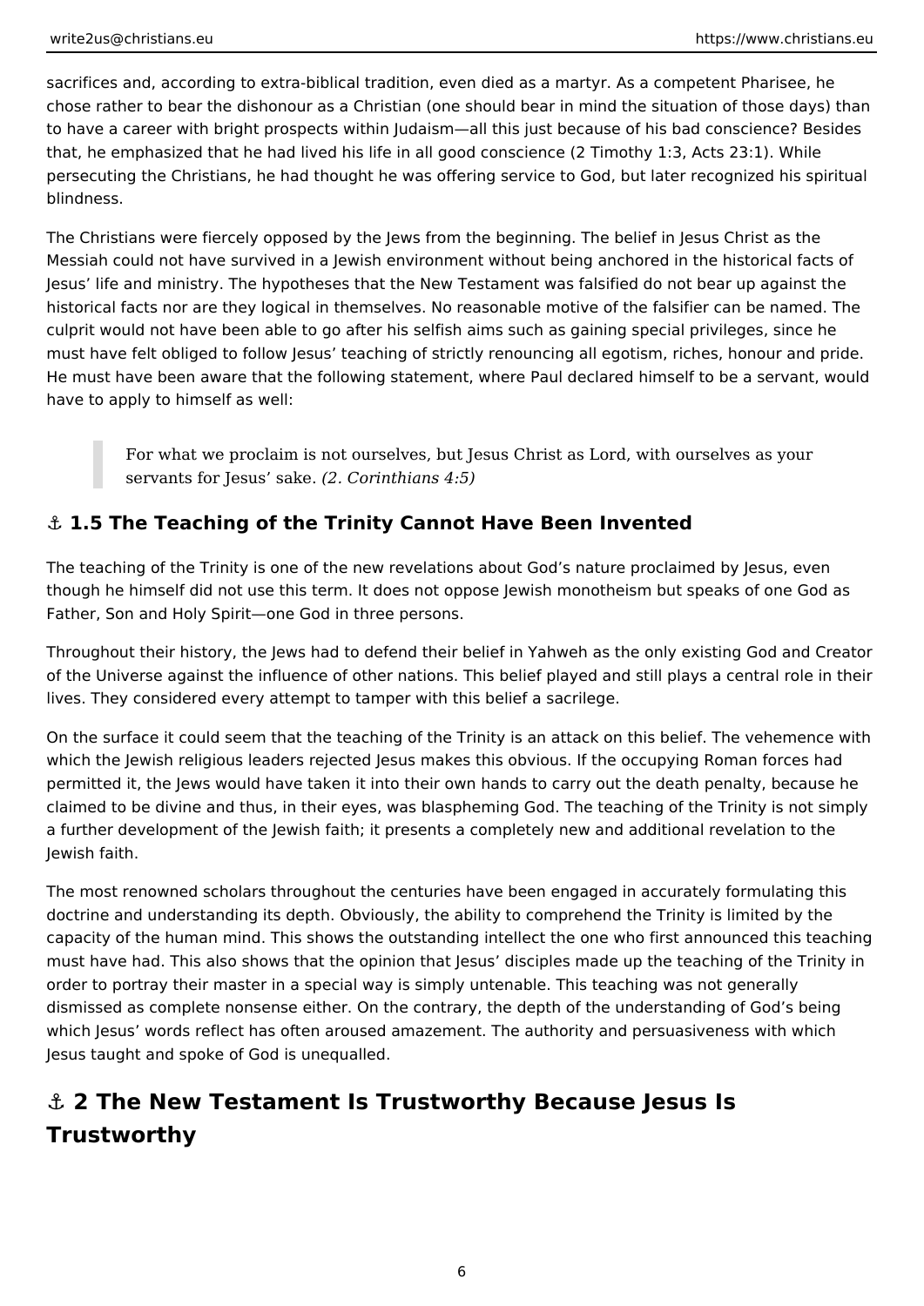sacrifices and, according to extra-biblical tradition, even died as a martyr. As a competent Pharisee, he chose rather to bear the dishonour as a Christian (one should bear in mind the situation of those days) than to have a career with bright prospects within Judaism—all this just because of his bad conscience? Besides that, he emphasized that he had lived his life in all good conscience (2 Timothy 1:3, Acts 23:1). While persecuting the Christians, he had thought he was offering service to God, but later recognized his spiritual blindness.

The Christians were fiercely opposed by the Jews from the beginning. The belief in Jesus Christ as the Messiah could not have survived in a Jewish environment without being anchored in the historical facts of Jesus' life and ministry. The hypotheses that the New Testament was falsified do not bear up against the historical facts nor are they logical in themselves. No reasonable motive of the falsifier can be named. The culprit would not have been able to go after his selfish aims such as gaining special privileges, since he must have felt obliged to follow Jesus' teaching of strictly renouncing all egotism, riches, honour and pride. He must have been aware that the following statement, where Paul declared himself to be a servant, would have to apply to himself as well:

> For what we proclaim is not ourselves, but Jesus Christ as Lord, with ourselves as your servants for Jesus' sake. *(2. Corinthians 4:5)*

### ⚓ 1.5 The Teaching of the Trinity Cannot Have Been Invented

The teaching of the Trinity is one of the new revelations about God's nature proclaimed by Jesus, even though he himself did not use this term. It does not oppose Jewish monotheism but speaks of one God as Father, Son and Holy Spirit—one God in three persons.

Throughout their history, the Jews had to defend their belief in Yahweh as the only existing God and Creator of the Universe against the influence of other nations. This belief played and still plays a central role in their lives. They considered every attempt to tamper with this belief a sacrilege.

On the surface it could seem that the teaching of the Trinity is an attack on this belief. The vehemence with which the Jewish religious leaders rejected Jesus makes this obvious. If the occupying Roman forces had permitted it, the Jews would have taken it into their own hands to carry out the death penalty, because he claimed to be divine and thus, in their eyes, was blaspheming God. The teaching of the Trinity is not simply a further development of the Jewish faith; it presents a completely new and additional revelation to the Jewish faith.

The most renowned scholars throughout the centuries have been engaged in accurately formulating this doctrine and understanding its depth. Obviously, the ability to comprehend the Trinity is limited by the capacity of the human mind. This shows the outstanding intellect the one who first announced this teaching must have had. This also shows that the opinion that Jesus' disciples made up the teaching of the Trinity in order to portray their master in a special way is simply untenable. This teaching was not generally dismissed as complete nonsense either. On the contrary, the depth of the understanding of God's being which Jesus' words reflect has often aroused amazement. The authority and persuasiveness with which Jesus taught and spoke of God is unequalled.

## ⚓ 2 The New Testament Is Trustworthy Because Jesus Is Trustworthy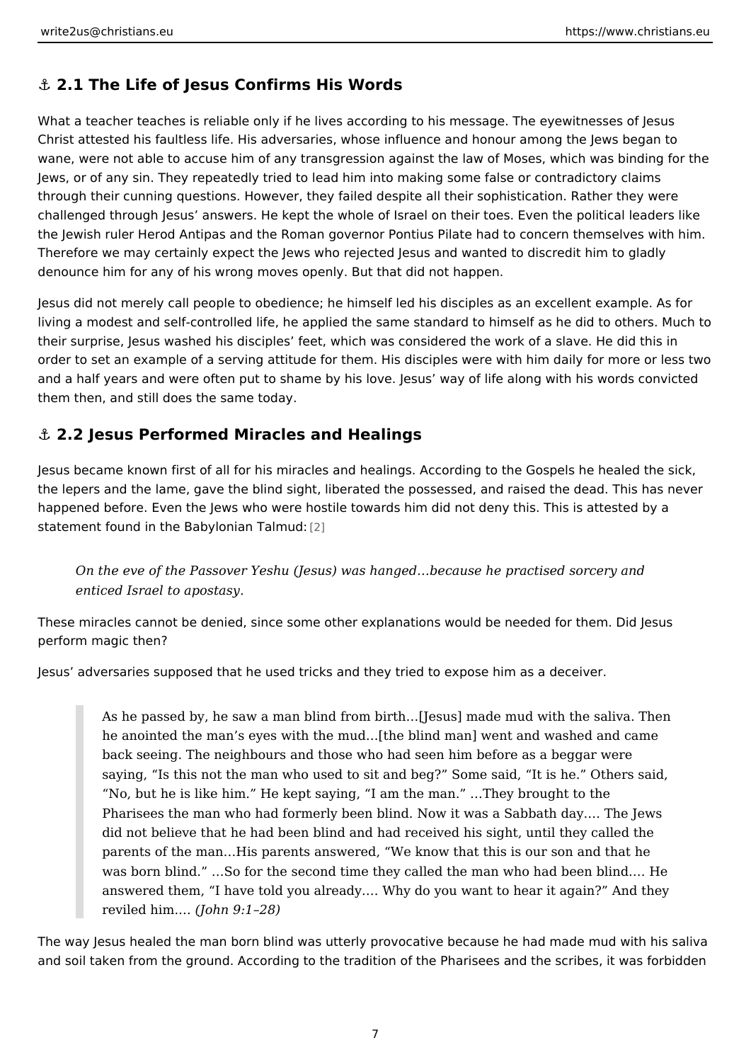## ⚓ 2.1 The Life of Jesus Confirms His Words

What a teacher teaches is reliable only if he lives according to his message. The eyewitnesses of Jesus Christ attested his faultless life. His adversaries, whose influence and honour among the Jews began to wane, were not able to accuse him of any transgression against the law of Moses, which was binding for the Jews, or of any sin. They repeatedly tried to lead him into making some false or contradictory claims through their cunning questions. However, they failed despite all their sophistication. Rather they were challenged through Jesus' answers. He kept the whole of Israel on their toes. Even the political leaders like the Jewish ruler Herod Antipas and the Roman governor Pontius Pilate had to concern themselves with him. Therefore we may certainly expect the Jews who rejected Jesus and wanted to discredit him to gladly denounce him for any of his wrong moves openly. But that did not happen.

Jesus did not merely call people to obedience; he himself led his disciples as an excellent example. As for living a modest and self-controlled life, he applied the same standard to himself as he did to others. Much to their surprise, Jesus washed his disciples' feet, which was considered the work of a slave. He did this in order to set an example of a serving attitude for them. His disciples were with him daily for more or less two and a half years and were often put to shame by his love. Jesus' way of life along with his words convicted them then, and still does the same today.

## ⚓ 2.2 Jesus Performed Miracles and Healings

Jesus became known first of all for his miracles and healings. According to the Gospels he healed the sick, the lepers and the lame, gave the blind sight, liberated the possessed, and raised the dead. This has never happened before. Even the Jews who were hostile towards him did not deny this. This is attested by a statement found in the Babylonian Talmud: [2]

> *On the eve of the Passover Yeshu (Jesus) was hanged…because he practised sorcery and enticed Israel to apostasy.*

These miracles cannot be denied, since some other explanations would be needed for them. Did Jesus perform magic then?

Jesus' adversaries supposed that he used tricks and they tried to expose him as a deceiver.

> As he passed by, he saw a man blind from birth…[Jesus] made mud with the saliva. Then he anointed the man's eyes with the mud…[the blind man] went and washed and came back seeing. The neighbours and those who had seen him before as a beggar were saying, "Is this not the man who used to sit and beg?" Some said, "It is he." Others said, "No, but he is like him." He kept saying, "I am the man." …They brought to the Pharisees the man who had formerly been blind. Now it was a Sabbath day…. The Jews did not believe that he had been blind and had received his sight, until they called the parents of the man…His parents answered, "We know that this is our son and that he was born blind." …So for the second time they called the man who had been blind…. He answered them, "I have told you already…. Why do you want to hear it again?" And they reviled him…. *(John 9:1–28)*

The way Jesus healed the man born blind was utterly provocative because he had made mud with his saliva and soil taken from the ground. According to the tradition of the Pharisees and the scribes, it was forbidden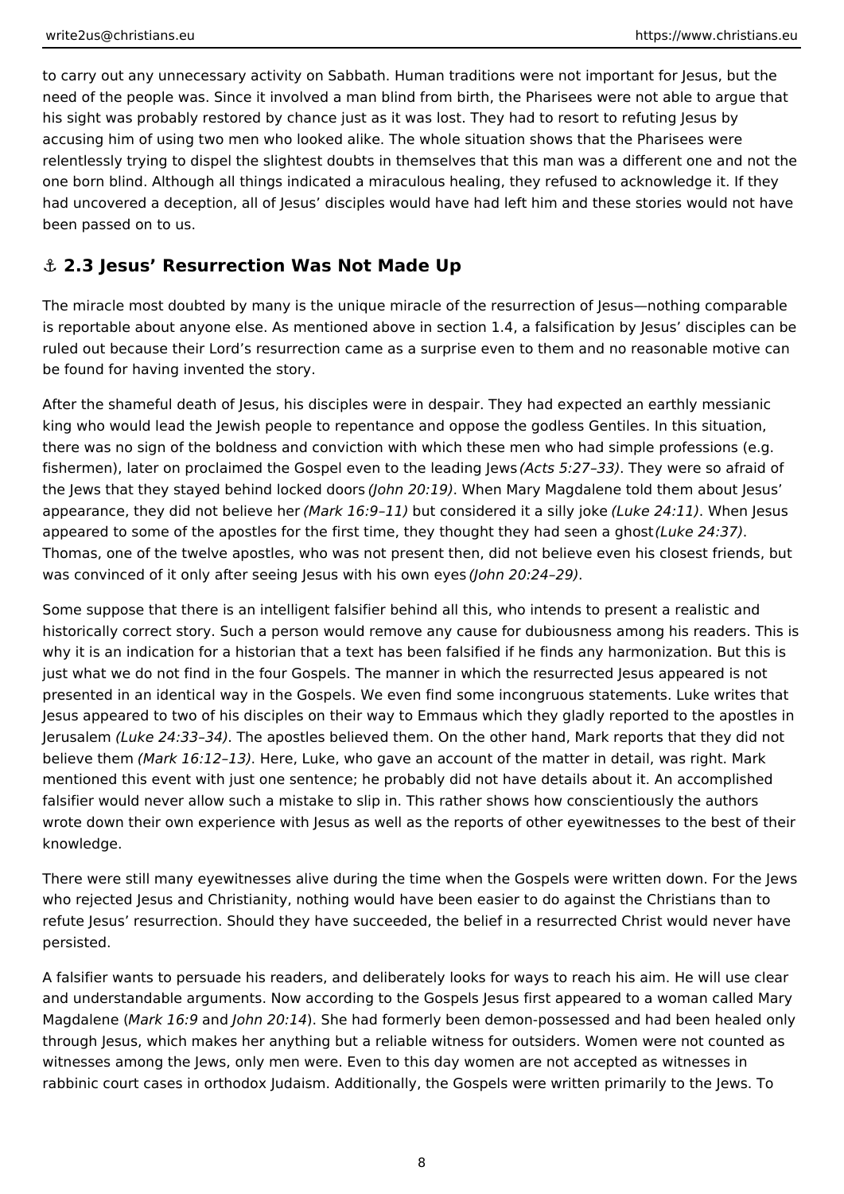to carry out any unnecessary activity on Sabbath. Human traditions were not important for Jesus, but the need of the people was. Since it involved a man blind from birth, the Pharisees were not able to argue that his sight was probably restored by chance just as it was lost. They had to resort to refuting Jesus by accusing him of using two men who looked alike. The whole situation shows that the Pharisees were relentlessly trying to dispel the slightest doubts in themselves that this man was a different one and not the one born blind. Although all things indicated a miraculous healing, they refused to acknowledge it. If they had uncovered a deception, all of Jesus' disciples would have had left him and these stories would not have been passed on to us.

## ⚓ 2.3 Jesus' Resurrection Was Not Made Up

The miracle most doubted by many is the unique miracle of the resurrection of Jesus—nothing comparable is reportable about anyone else. As mentioned above in section 1.4, a falsification by Jesus' disciples can be ruled out because their Lord's resurrection came as a surprise even to them and no reasonable motive can be found for having invented the story.

After the shameful death of Jesus, his disciples were in despair. They had expected an earthly messianic king who would lead the Jewish people to repentance and oppose the godless Gentiles. In this situation, there was no sign of the boldness and conviction with which these men who had simple professions (e.g. fishermen), later on proclaimed the Gospel even to the leading Jews *(Acts 5:27–33)*. They were so afraid of the Jews that they stayed behind locked doors *(John 20:19)*. When Mary Magdalene told them about Jesus' appearance, they did not believe her *(Mark 16:9–11)* but considered it a silly joke *(Luke 24:11)*. When Jesus appeared to some of the apostles for the first time, they thought they had seen a ghost *(Luke 24:37)*. Thomas, one of the twelve apostles, who was not present then, did not believe even his closest friends, but was convinced of it only after seeing Jesus with his own eyes *(John 20:24–29)*.

Some suppose that there is an intelligent falsifier behind all this, who intends to present a realistic and historically correct story. Such a person would remove any cause for dubiousness among his readers. This is why it is an indication for a historian that a text has been falsified if he finds any harmonization. But this is just what we do not find in the four Gospels. The manner in which the resurrected Jesus appeared is not presented in an identical way in the Gospels. We even find some incongruous statements. Luke writes that Jesus appeared to two of his disciples on their way to Emmaus which they gladly reported to the apostles in Jerusalem *(Luke 24:33–34)*. The apostles believed them. On the other hand, Mark reports that they did not believe them *(Mark 16:12–13)*. Here, Luke, who gave an account of the matter in detail, was right. Mark mentioned this event with just one sentence; he probably did not have details about it. An accomplished falsifier would never allow such a mistake to slip in. This rather shows how conscientiously the authors wrote down their own experience with Jesus as well as the reports of other eyewitnesses to the best of their knowledge.

There were still many eyewitnesses alive during the time when the Gospels were written down. For the Jews who rejected Jesus and Christianity, nothing would have been easier to do against the Christians than to refute Jesus' resurrection. Should they have succeeded, the belief in a resurrected Christ would never have persisted.

A falsifier wants to persuade his readers, and deliberately looks for ways to reach his aim. He will use clear and understandable arguments. Now according to the Gospels Jesus first appeared to a woman called Mary Magdalene (*Mark 16:9* and *John 20:14*). She had formerly been demon-possessed and had been healed only through Jesus, which makes her anything but a reliable witness for outsiders. Women were not counted as witnesses among the Jews, only men were. Even to this day women are not accepted as witnesses in rabbinic court cases in orthodox Judaism. Additionally, the Gospels were written primarily to the Jews. To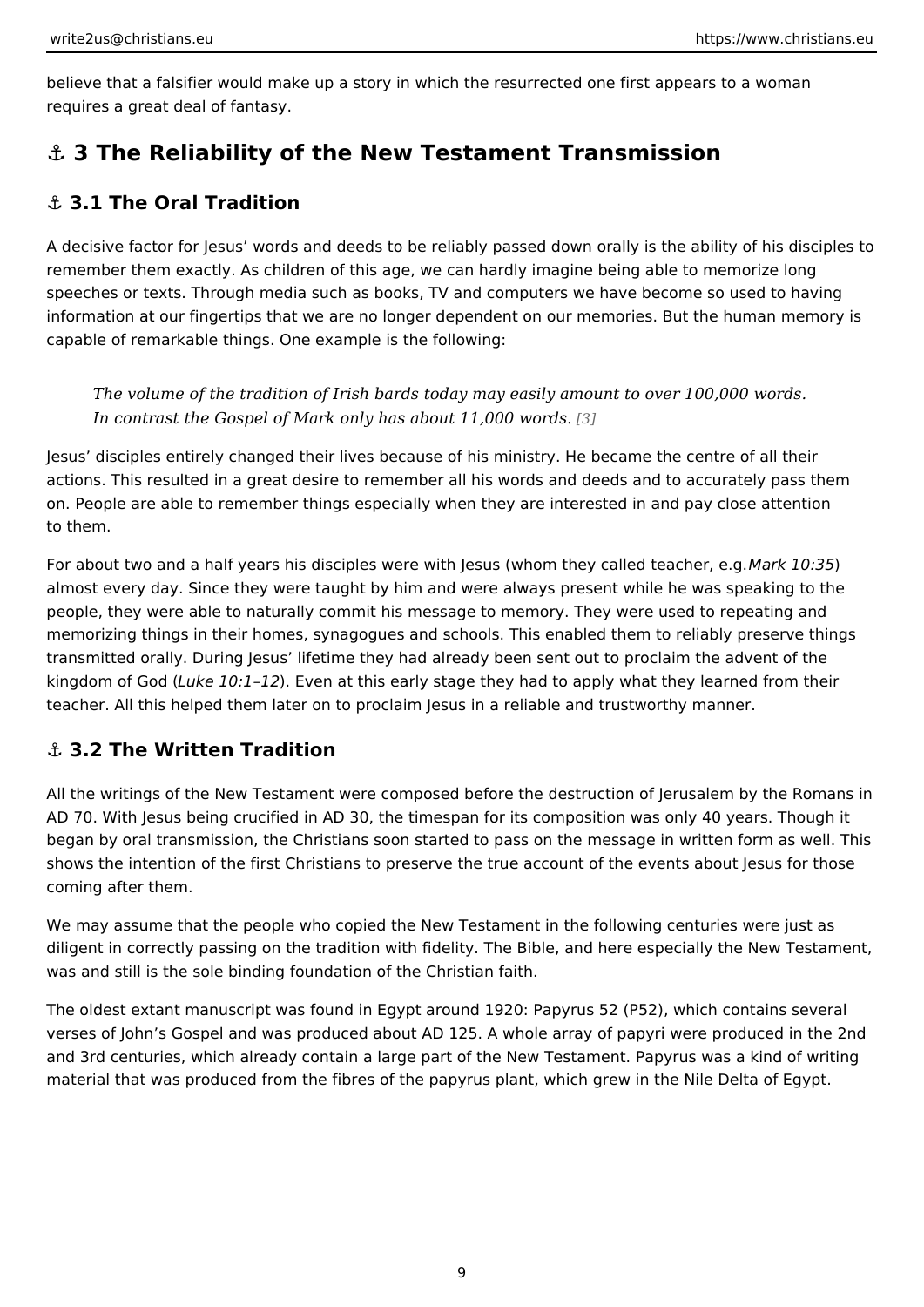believe that a falsifier would make up a story in which the resurrected one first appears to a woman requires a great deal of fantasy.

## ⚓ 3 The Reliability of the New Testament Transmission

### ⚓ 3.1 The Oral Tradition

A decisive factor for Jesus' words and deeds to be reliably passed down orally is the ability of his disciples to remember them exactly. As children of this age, we can hardly imagine being able to memorize long speeches or texts. Through media such as books, TV and computers we have become so used to having information at our fingertips that we are no longer dependent on our memories. But the human memory is capable of remarkable things. One example is the following:

> *The volume of the tradition of Irish bards today may easily amount to over 100,000 words. In contrast the Gospel of Mark only has about 11,000 words.* [3]

Jesus' disciples entirely changed their lives because of his ministry. He became the centre of all their actions. This resulted in a great desire to remember all his words and deeds and to accurately pass them on. People are able to remember things especially when they are interested in and pay close attention to them.

For about two and a half years his disciples were with Jesus (whom they called teacher, e.g. *Mark 10:35*) almost every day. Since they were taught by him and were always present while he was speaking to the people, they were able to naturally commit his message to memory. They were used to repeating and memorizing things in their homes, synagogues and schools. This enabled them to reliably preserve things transmitted orally. During Jesus' lifetime they had already been sent out to proclaim the advent of the kingdom of God (*Luke 10:1–12*). Even at this early stage they had to apply what they learned from their teacher. All this helped them later on to proclaim Jesus in a reliable and trustworthy manner.

### ⚓ 3.2 The Written Tradition

All the writings of the New Testament were composed before the destruction of Jerusalem by the Romans in AD 70. With Jesus being crucified in AD 30, the timespan for its composition was only 40 years. Though it began by oral transmission, the Christians soon started to pass on the message in written form as well. This shows the intention of the first Christians to preserve the true account of the events about Jesus for those coming after them.

We may assume that the people who copied the New Testament in the following centuries were just as diligent in correctly passing on the tradition with fidelity. The Bible, and here especially the New Testament, was and still is the sole binding foundation of the Christian faith.

The oldest extant manuscript was found in Egypt around 1920: Papyrus 52 (P52), which contains several verses of John's Gospel and was produced about AD 125. A whole array of papyri were produced in the 2nd and 3rd centuries, which already contain a large part of the New Testament. Papyrus was a kind of writing material that was produced from the fibres of the papyrus plant, which grew in the Nile Delta of Egypt.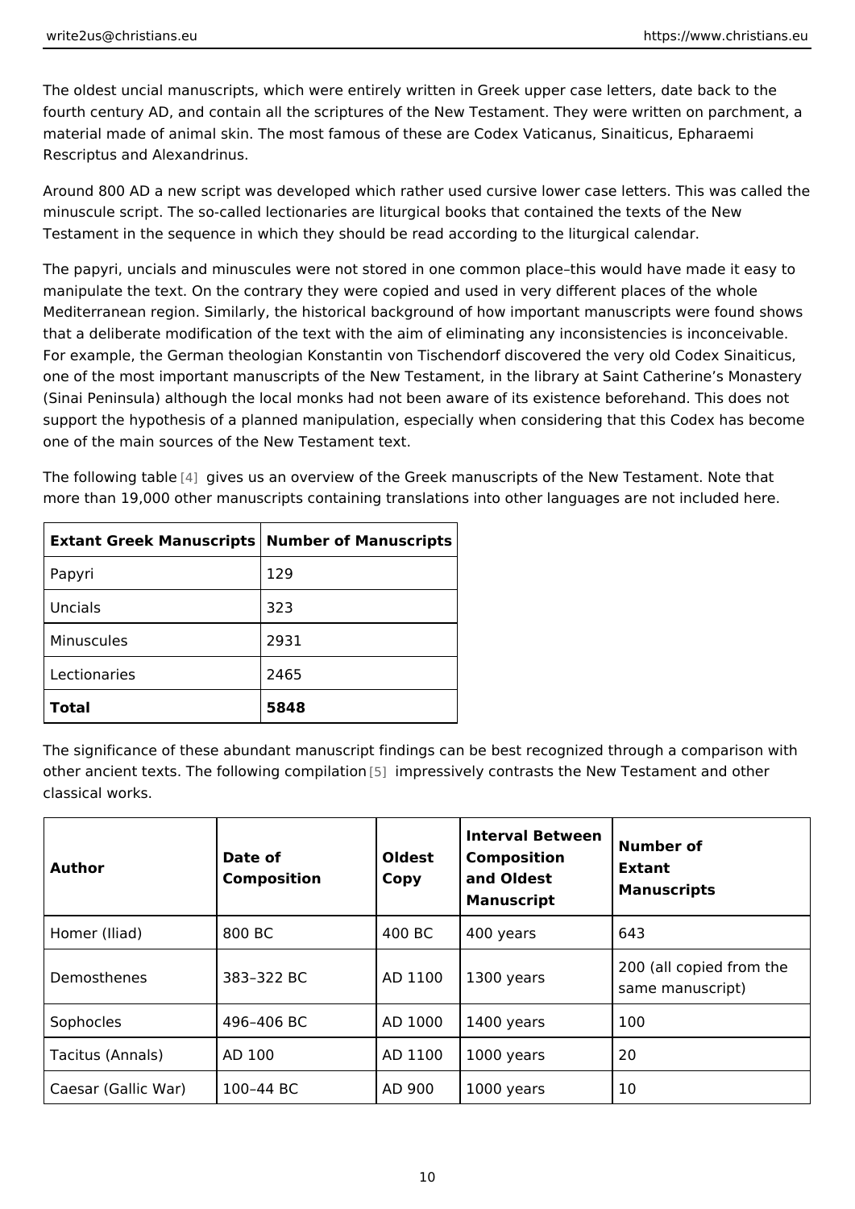The oldest uncial manuscripts, which were entirely written in Greek upper case letters, date back to the fourth century AD, and contain all the scriptures of the New Testament. They were written on parchment, a material made of animal skin. The most famous of these are Codex Vaticanus, Sinaiticus, Epharaemi Rescriptus and Alexandrinus.

Around 800 AD a new script was developed which rather used cursive lower case letters. This was called the minuscule script. The so-called lectionaries are liturgical books that contained the texts of the New Testament in the sequence in which they should be read according to the liturgical calendar.

The papyri, uncials and minuscules were not stored in one common place–this would have made it easy to manipulate the text. On the contrary they were copied and used in very different places of the whole Mediterranean region. Similarly, the historical background of how important manuscripts were found shows that a deliberate modification of the text with the aim of eliminating any inconsistencies is inconceivable. For example, the German theologian Konstantin von Tischendorf discovered the very old Codex Sinaiticus, one of the most important manuscripts of the New Testament, in the library at Saint Catherine's Monastery (Sinai Peninsula) although the local monks had not been aware of its existence beforehand. This does not support the hypothesis of a planned manipulation, especially when considering that this Codex has become one of the main sources of the New Testament text.

The following table [4] gives us an overview of the Greek manuscripts of the New Testament. Note that more than 19,000 other manuscripts containing translations into other languages are not included here.

| Extant Greek Manuscripts | Number of Manuscripts |
|---|---|
| Papyri | 129 |
| Uncials | 323 |
| Minuscules | 2931 |
| Lectionaries | 2465 |
| **Total** | **5848** |

The significance of these abundant manuscript findings can be best recognized through a comparison with other ancient texts. The following compilation [5] impressively contrasts the New Testament and other classical works.

| Author | Date of Composition | Oldest Copy | Interval Between Composition and Oldest Manuscript | Number of Extant Manuscripts |
|---|---|---|---|---|
| Homer (Iliad) | 800 BC | 400 BC | 400 years | 643 |
| Demosthenes | 383–322 BC | AD 1100 | 1300 years | 200 (all copied from the same manuscript) |
| Sophocles | 496–406 BC | AD 1000 | 1400 years | 100 |
| Tacitus (Annals) | AD 100 | AD 1100 | 1000 years | 20 |
| Caesar (Gallic War) | 100–44 BC | AD 900 | 1000 years | 10 |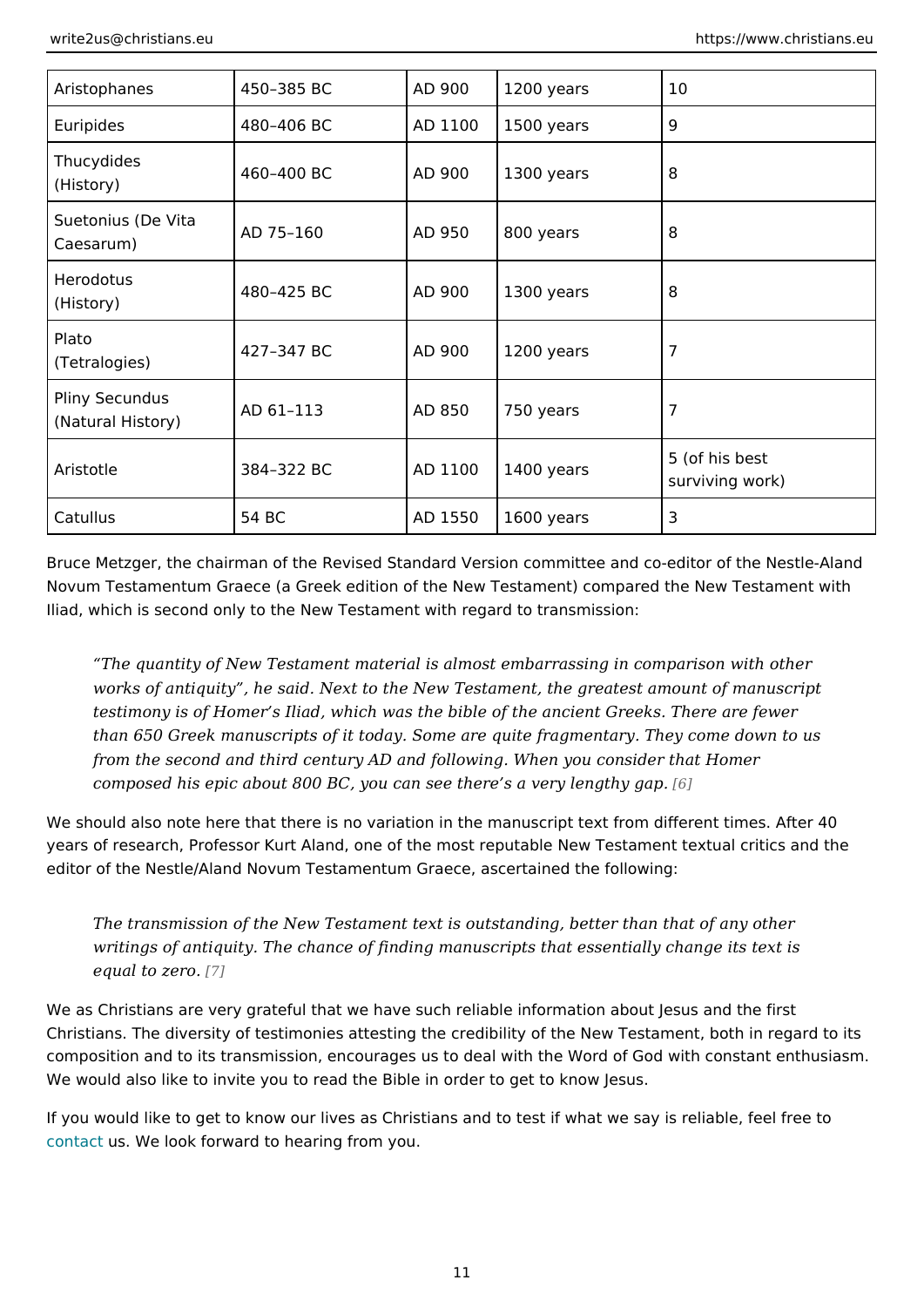| Aristophanes | 450–385 BC | AD 900 | 1200 years | 10 |
|---|---|---|---|---|
| Euripides | 480–406 BC | AD 1100 | 1500 years | 9 |
| Thucydides (History) | 460–400 BC | AD 900 | 1300 years | 8 |
| Suetonius (De Vita Caesarum) | AD 75–160 | AD 950 | 800 years | 8 |
| Herodotus (History) | 480–425 BC | AD 900 | 1300 years | 8 |
| Plato (Tetralogies) | 427–347 BC | AD 900 | 1200 years | 7 |
| Pliny Secundus (Natural History) | AD 61–113 | AD 850 | 750 years | 7 |
| Aristotle | 384–322 BC | AD 1100 | 1400 years | 5 (of his best surviving work) |
| Catullus | 54 BC | AD 1550 | 1600 years | 3 |

Bruce Metzger, the chairman of the Revised Standard Version committee and co-editor of the Nestle-Aland Novum Testamentum Graece (a Greek edition of the New Testament) compared the New Testament with Iliad, which is second only to the New Testament with regard to transmission:

> *"The quantity of New Testament material is almost embarrassing in comparison with other works of antiquity", he said. Next to the New Testament, the greatest amount of manuscript testimony is of Homer's Iliad, which was the bible of the ancient Greeks. There are fewer than 650 Greek manuscripts of it today. Some are quite fragmentary. They come down to us from the second and third century AD and following. When you consider that Homer composed his epic about 800 BC, you can see there's a very lengthy gap.* [6]

We should also note here that there is no variation in the manuscript text from different times. After 40 years of research, Professor Kurt Aland, one of the most reputable New Testament textual critics and the editor of the Nestle/Aland Novum Testamentum Graece, ascertained the following:

> *The transmission of the New Testament text is outstanding, better than that of any other writings of antiquity. The chance of finding manuscripts that essentially change its text is equal to zero.* [7]

We as Christians are very grateful that we have such reliable information about Jesus and the first Christians. The diversity of testimonies attesting the credibility of the New Testament, both in regard to its composition and to its transmission, encourages us to deal with the Word of God with constant enthusiasm. We would also like to invite you to read the Bible in order to get to know Jesus.

If you would like to get to know our lives as Christians and to test if what we say is reliable, feel free to contact us. We look forward to hearing from you.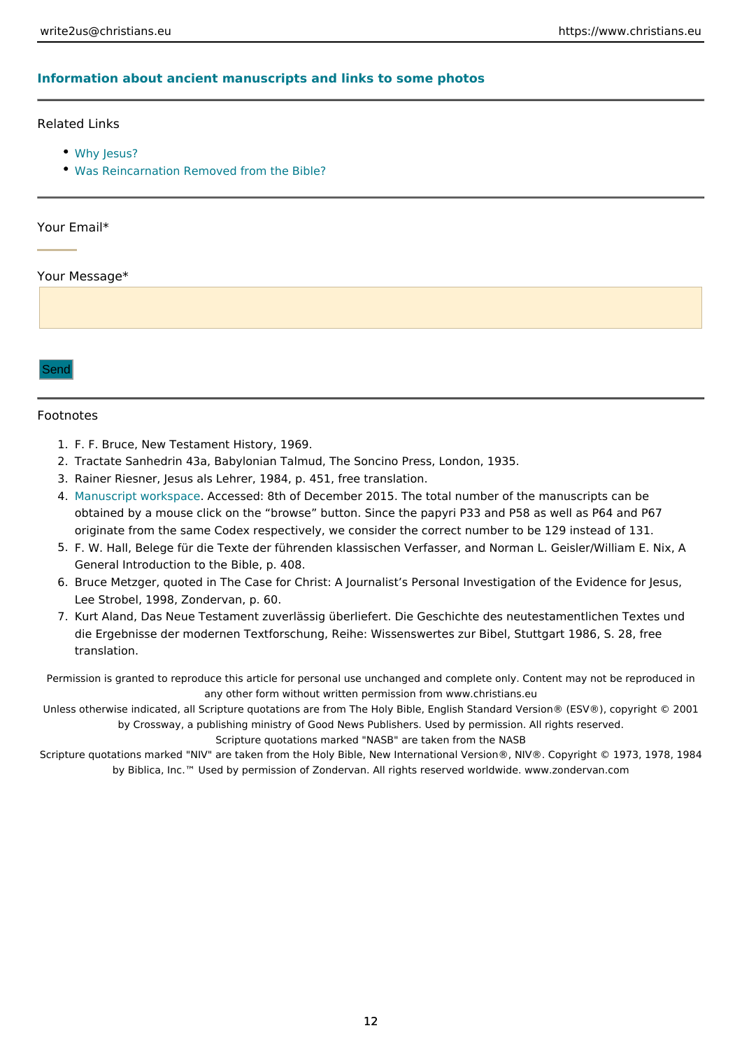**Information about ancient manuscripts and links to some photos**

---

Related Links

- Why Jesus?
- Was Reincarnation Removed from the Bible?

---

Your Email*

Your Message*

Send

---

Footnotes

1. F. F. Bruce, New Testament History, 1969.
2. Tractate Sanhedrin 43a, Babylonian Talmud, The Soncino Press, London, 1935.
3. Rainer Riesner, Jesus als Lehrer, 1984, p. 451, free translation.
4. Manuscript workspace. Accessed: 8th of December 2015. The total number of the manuscripts can be obtained by a mouse click on the “browse” button. Since the papyri P33 and P58 as well as P64 and P67 originate from the same Codex respectively, we consider the correct number to be 129 instead of 131.
5. F. W. Hall, Belege für die Texte der führenden klassischen Verfasser, and Norman L. Geisler/William E. Nix, A General Introduction to the Bible, p. 408.
6. Bruce Metzger, quoted in The Case for Christ: A Journalist’s Personal Investigation of the Evidence for Jesus, Lee Strobel, 1998, Zondervan, p. 60.
7. Kurt Aland, Das Neue Testament zuverlässig überliefert. Die Geschichte des neutestamentlichen Textes und die Ergebnisse der modernen Textforschung, Reihe: Wissenswertes zur Bibel, Stuttgart 1986, S. 28, free translation.

Permission is granted to reproduce this article for personal use unchanged and complete only. Content may not be reproduced in any other form without written permission from www.christians.eu

Unless otherwise indicated, all Scripture quotations are from The Holy Bible, English Standard Version® (ESV®), copyright © 2001 by Crossway, a publishing ministry of Good News Publishers. Used by permission. All rights reserved.

Scripture quotations marked "NASB" are taken from the NASB

Scripture quotations marked "NIV" are taken from the Holy Bible, New International Version®, NIV®. Copyright © 1973, 1978, 1984 by Biblica, Inc.™ Used by permission of Zondervan. All rights reserved worldwide. www.zondervan.com